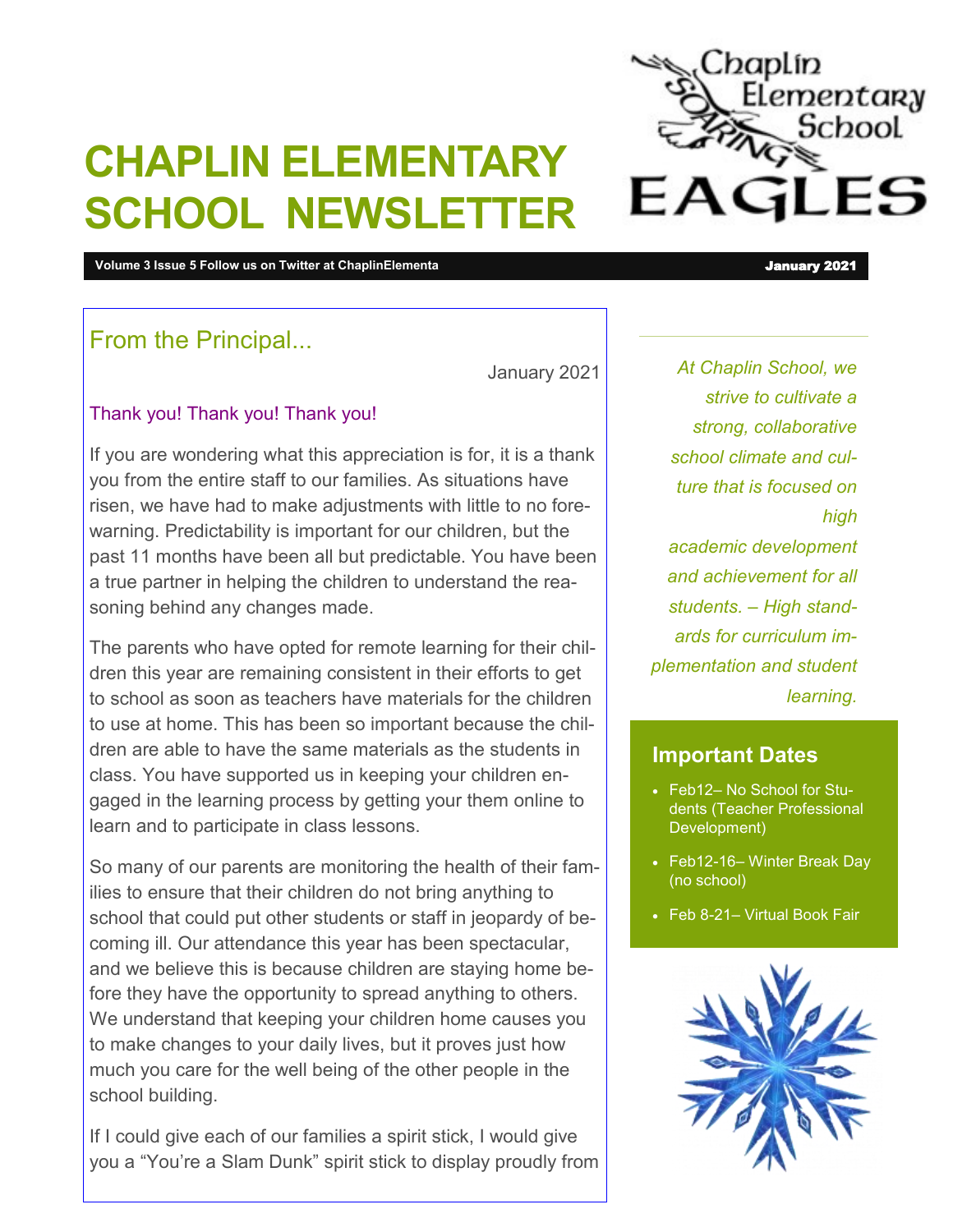# CHAPLIN ELEMENTARY SCHOOL NEWSLETTER

Volume 3 Issue 5 Follow us on Twitter at ChaplinElementa — January 2021

## From the Principal...

January 2021

Thank you! Thank you! Thank you!

If you are wondering what this appreciation is for, it is a thank you from the entire staff to our families. As situations have risen, we have had to make adjustments with little to no forewarning. Predictability is important for our children, but the past 11 months have been all but predictable. You have been a true partner in helping the children to understand the reasoning behind any changes made.

The parents who have opted for remote learning for their children this year are remaining consistent in their efforts to get to school as soon as teachers have materials for the children to use at home. This has been so important because the children are able to have the same materials as the students in class. You have supported us in keeping your children engaged in the learning process by getting your them online to learn and to participate in class lessons.

So many of our parents are monitoring the health of their families to ensure that their children do not bring anything to school that could put other students or staff in jeopardy of becoming ill. Our attendance this year has been spectacular, and we believe this is because children are staying home before they have the opportunity to spread anything to others. We understand that keeping your children home causes you to make changes to your daily lives, but it proves just how much you care for the well being of the other people in the school building.

If I could give each of our families a spirit stick, I would give you a "You're a Slam Dunk" spirit stick to display proudly from

*At Chaplin School, we strive to cultivate a strong, collaborative school climate and culture that is focused on high academic development and achievement for all students. – High standards for curriculum implementation and student learning.*

### Important Dates

- Feb12– No School for Students (Teacher Professional Development)
- Feb12-16– Winter Break Day (no school)
- Feb 8-21– Virtual Book Fair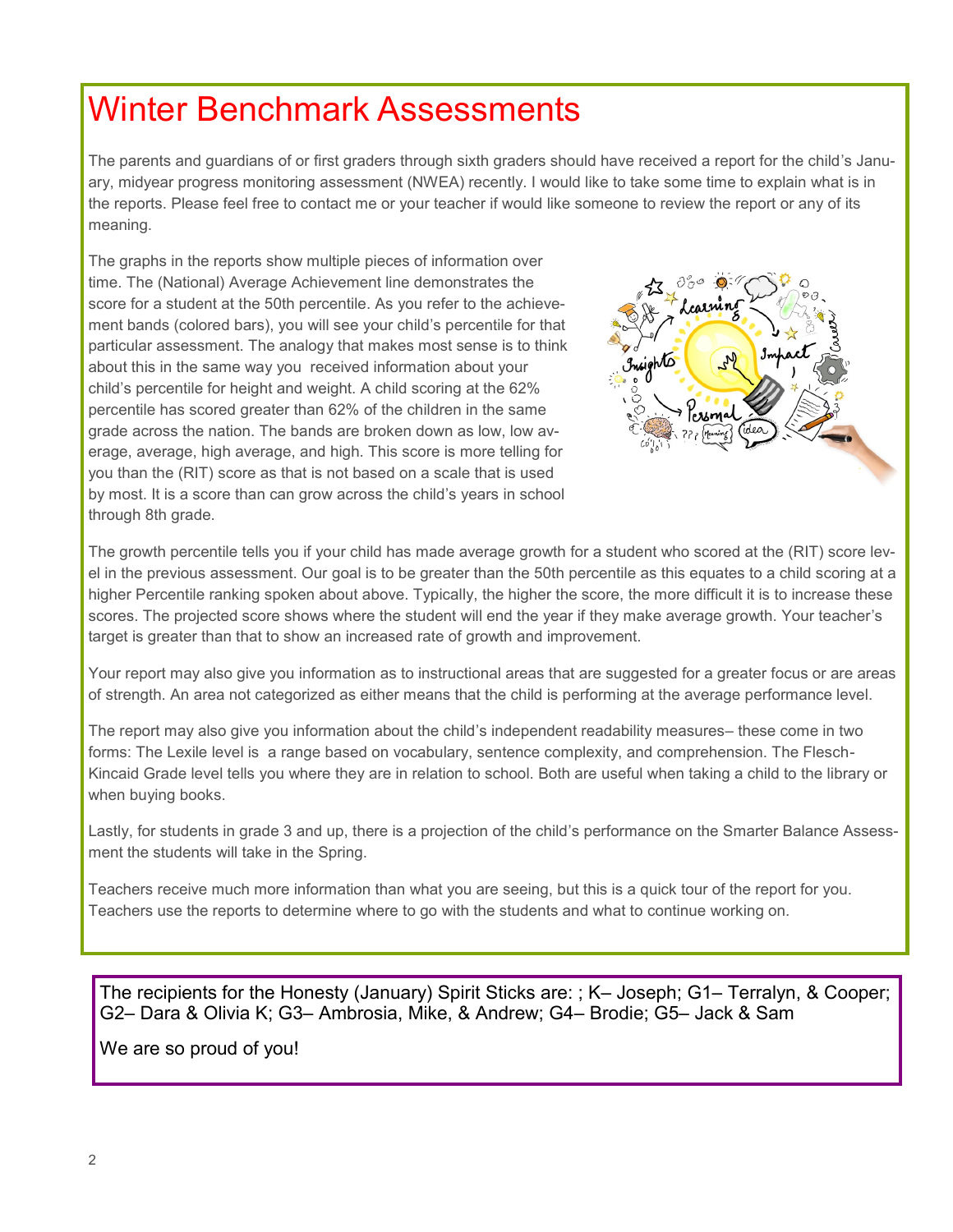# Winter Benchmark Assessments

The parents and guardians of or first graders through sixth graders should have received a report for the child's January, midyear progress monitoring assessment (NWEA) recently. I would like to take some time to explain what is in the reports. Please feel free to contact me or your teacher if would like someone to review the report or any of its meaning.

The graphs in the reports show multiple pieces of information over time. The (National) Average Achievement line demonstrates the score for a student at the 50th percentile. As you refer to the achievement bands (colored bars), you will see your child's percentile for that particular assessment. The analogy that makes most sense is to think about this in the same way you received information about your child's percentile for height and weight. A child scoring at the 62% percentile has scored greater than 62% of the children in the same grade across the nation. The bands are broken down as low, low average, average, high average, and high. This score is more telling for you than the (RIT) score as that is not based on a scale that is used by most. It is a score than can grow across the child's years in school through 8th grade.

The growth percentile tells you if your child has made average growth for a student who scored at the (RIT) score level in the previous assessment. Our goal is to be greater than the 50th percentile as this equates to a child scoring at a higher Percentile ranking spoken about above. Typically, the higher the score, the more difficult it is to increase these scores. The projected score shows where the student will end the year if they make average growth. Your teacher's target is greater than that to show an increased rate of growth and improvement.

Your report may also give you information as to instructional areas that are suggested for a greater focus or are areas of strength. An area not categorized as either means that the child is performing at the average performance level.

The report may also give you information about the child's independent readability measures– these come in two forms: The Lexile level is a range based on vocabulary, sentence complexity, and comprehension. The Flesch-Kincaid Grade level tells you where they are in relation to school. Both are useful when taking a child to the library or when buying books.

Lastly, for students in grade 3 and up, there is a projection of the child's performance on the Smarter Balance Assessment the students will take in the Spring.

Teachers receive much more information than what you are seeing, but this is a quick tour of the report for you. Teachers use the reports to determine where to go with the students and what to continue working on.

The recipients for the Honesty (January) Spirit Sticks are: ; K– Joseph; G1– Terralyn, & Cooper; G2– Dara & Olivia K; G3– Ambrosia, Mike, & Andrew; G4– Brodie; G5– Jack & Sam

We are so proud of you!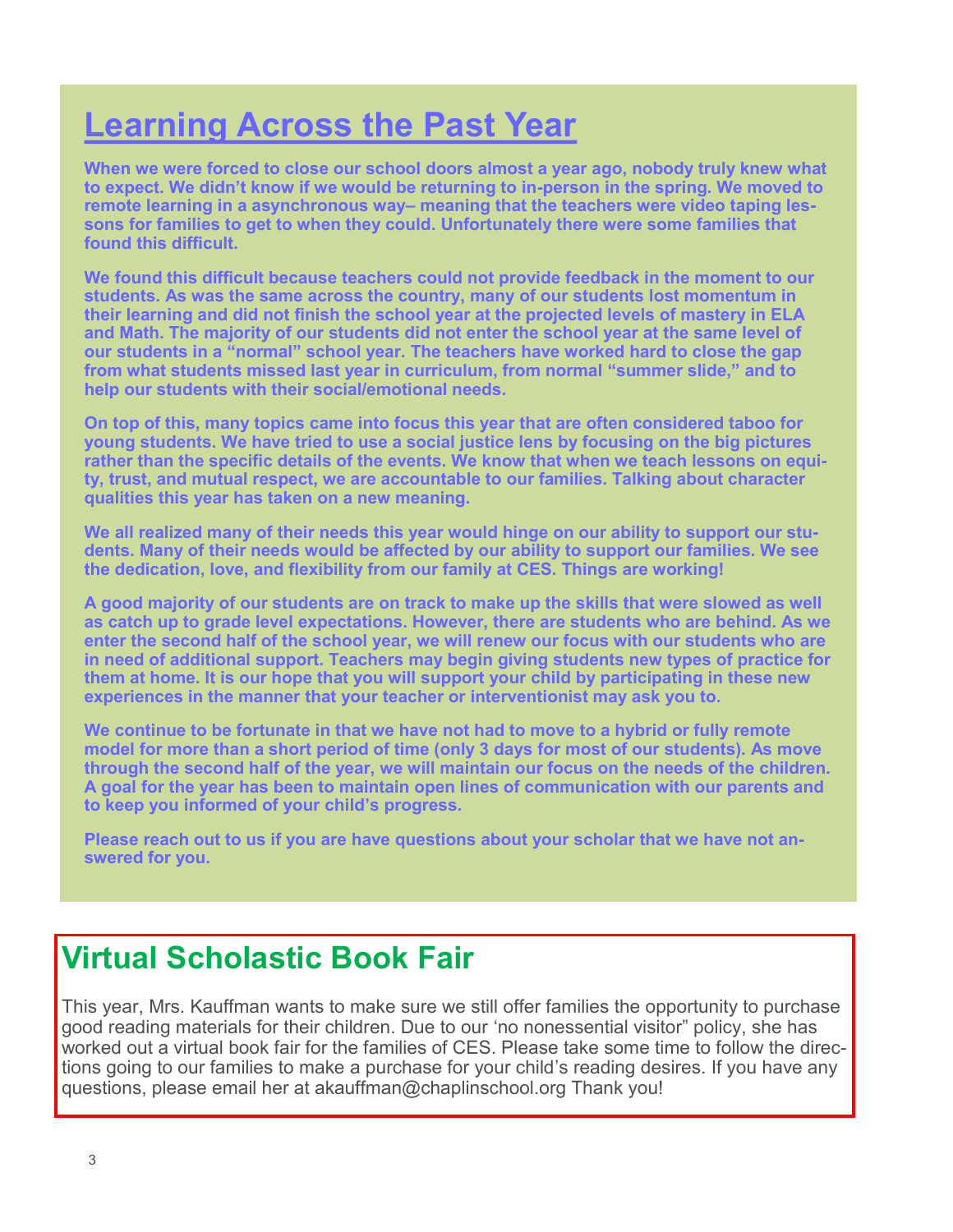# Learning Across the Past Year

**When we were forced to close our school doors almost a year ago, nobody truly knew what to expect. We didn't know if we would be returning to in-person in the spring. We moved to remote learning in a asynchronous way– meaning that the teachers were video taping lessons for families to get to when they could. Unfortunately there were some families that found this difficult.**

**We found this difficult because teachers could not provide feedback in the moment to our students. As was the same across the country, many of our students lost momentum in their learning and did not finish the school year at the projected levels of mastery in ELA and Math. The majority of our students did not enter the school year at the same level of our students in a "normal" school year. The teachers have worked hard to close the gap from what students missed last year in curriculum, from normal "summer slide," and to help our students with their social/emotional needs.**

**On top of this, many topics came into focus this year that are often considered taboo for young students. We have tried to use a social justice lens by focusing on the big pictures rather than the specific details of the events. We know that when we teach lessons on equity, trust, and mutual respect, we are accountable to our families. Talking about character qualities this year has taken on a new meaning.**

**We all realized many of their needs this year would hinge on our ability to support our students. Many of their needs would be affected by our ability to support our families. We see the dedication, love, and flexibility from our family at CES. Things are working!**

**A good majority of our students are on track to make up the skills that were slowed as well as catch up to grade level expectations. However, there are students who are behind. As we enter the second half of the school year, we will renew our focus with our students who are in need of additional support. Teachers may begin giving students new types of practice for them at home. It is our hope that you will support your child by participating in these new experiences in the manner that your teacher or interventionist may ask you to.**

**We continue to be fortunate in that we have not had to move to a hybrid or fully remote model for more than a short period of time (only 3 days for most of our students). As move through the second half of the year, we will maintain our focus on the needs of the children. A goal for the year has been to maintain open lines of communication with our parents and to keep you informed of your child's progress.**

**Please reach out to us if you are have questions about your scholar that we have not answered for you.**

## Virtual Scholastic Book Fair

This year, Mrs. Kauffman wants to make sure we still offer families the opportunity to purchase good reading materials for their children. Due to our 'no nonessential visitor" policy, she has worked out a virtual book fair for the families of CES. Please take some time to follow the directions going to our families to make a purchase for your child's reading desires. If you have any questions, please email her at akauffman@chaplinschool.org Thank you!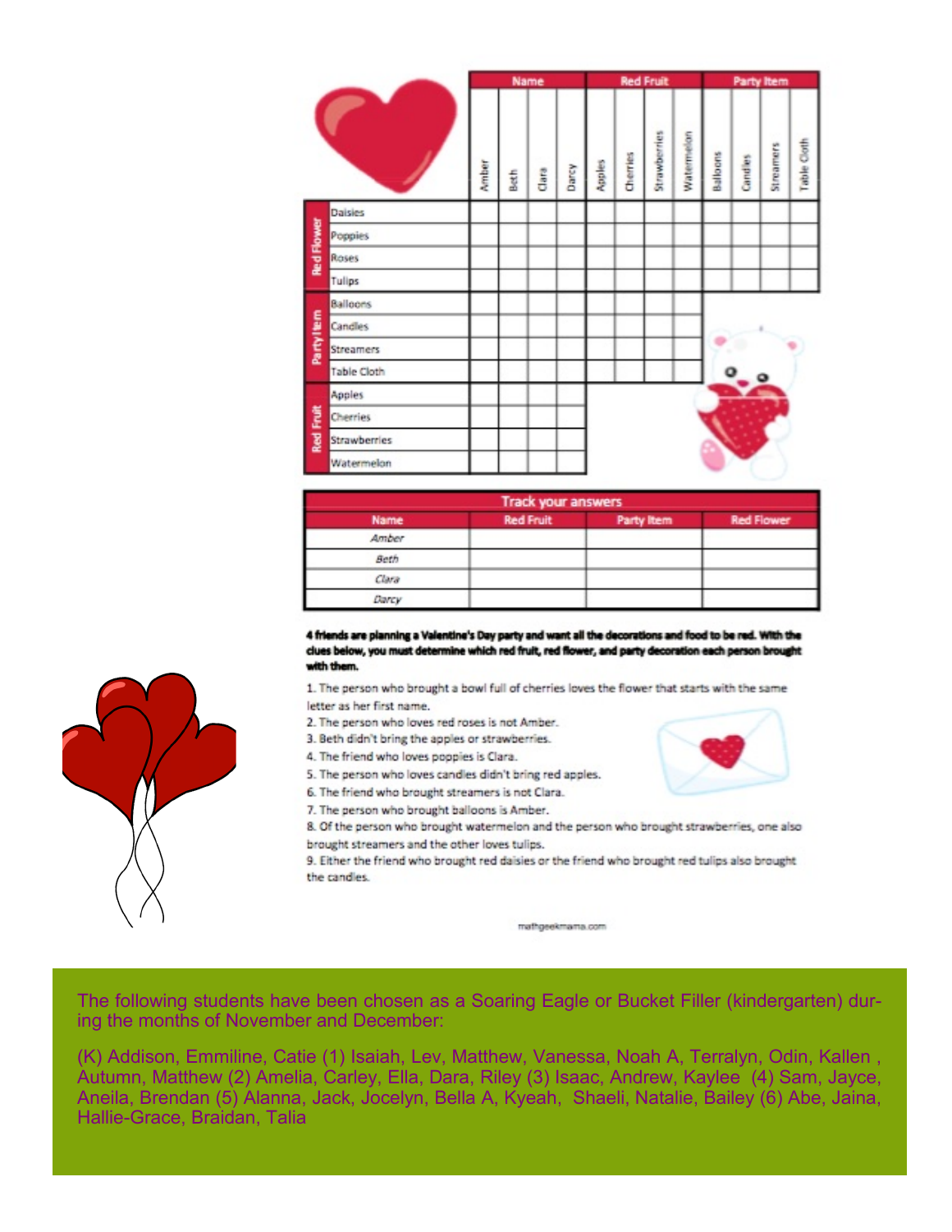| | | Name | | | | Red Fruit | | | | Party Item | | | |
|---|---|---|---|---|---|---|---|---|---|---|---|---|---|
| | | Amber | Beth | Clara | Darcy | Apples | Cherries | Strawberries | Watermelon | Balloons | Candles | Streamers | Table Cloth |
| Red Flower | Daisies | | | | | | | | | | | | |
| | Poppies | | | | | | | | | | | | |
| | Roses | | | | | | | | | | | | |
| | Tulips | | | | | | | | | | | | |
| Party Item | Balloons | | | | | | | | | | | | |
| | Candles | | | | | | | | | | | | |
| | Streamers | | | | | | | | | | | | |
| | Table Cloth | | | | | | | | | | | | |
| Red Fruit | Apples | | | | | | | | | | | | |
| | Cherries | | | | | | | | | | | | |
| | Strawberries | | | | | | | | | | | | |
| | Watermelon | | | | | | | | | | | | |

**Track your answers**

| Name | Red Fruit | Party Item | Red Flower |
|---|---|---|---|
| *Amber* | | | |
| *Beth* | | | |
| *Clara* | | | |
| *Darcy* | | | |

**4 friends are planning a Valentine's Day party and want all the decorations and food to be red. With the clues below, you must determine which red fruit, red flower, and party decoration each person brought with them.**

1. The person who brought a bowl full of cherries loves the flower that starts with the same letter as her first name.
2. The person who loves red roses is not Amber.
3. Beth didn't bring the apples or strawberries.
4. The friend who loves poppies is Clara.
5. The person who loves candles didn't bring red apples.
6. The friend who brought streamers is not Clara.
7. The person who brought balloons is Amber.
8. Of the person who brought watermelon and the person who brought strawberries, one also brought streamers and the other loves tulips.
9. Either the friend who brought red daisies or the friend who brought red tulips also brought the candles.

mathgeekmama.com

The following students have been chosen as a Soaring Eagle or Bucket Filler (kindergarten) during the months of November and December:

(K) Addison, Emmiline, Catie (1) Isaiah, Lev, Matthew, Vanessa, Noah A, Terralyn, Odin, Kallen , Autumn, Matthew (2) Amelia, Carley, Ella, Dara, Riley (3) Isaac, Andrew, Kaylee (4) Sam, Jayce, Aneila, Brendan (5) Alanna, Jack, Jocelyn, Bella A, Kyeah, Shaeli, Natalie, Bailey (6) Abe, Jaina, Hallie-Grace, Braidan, Talia